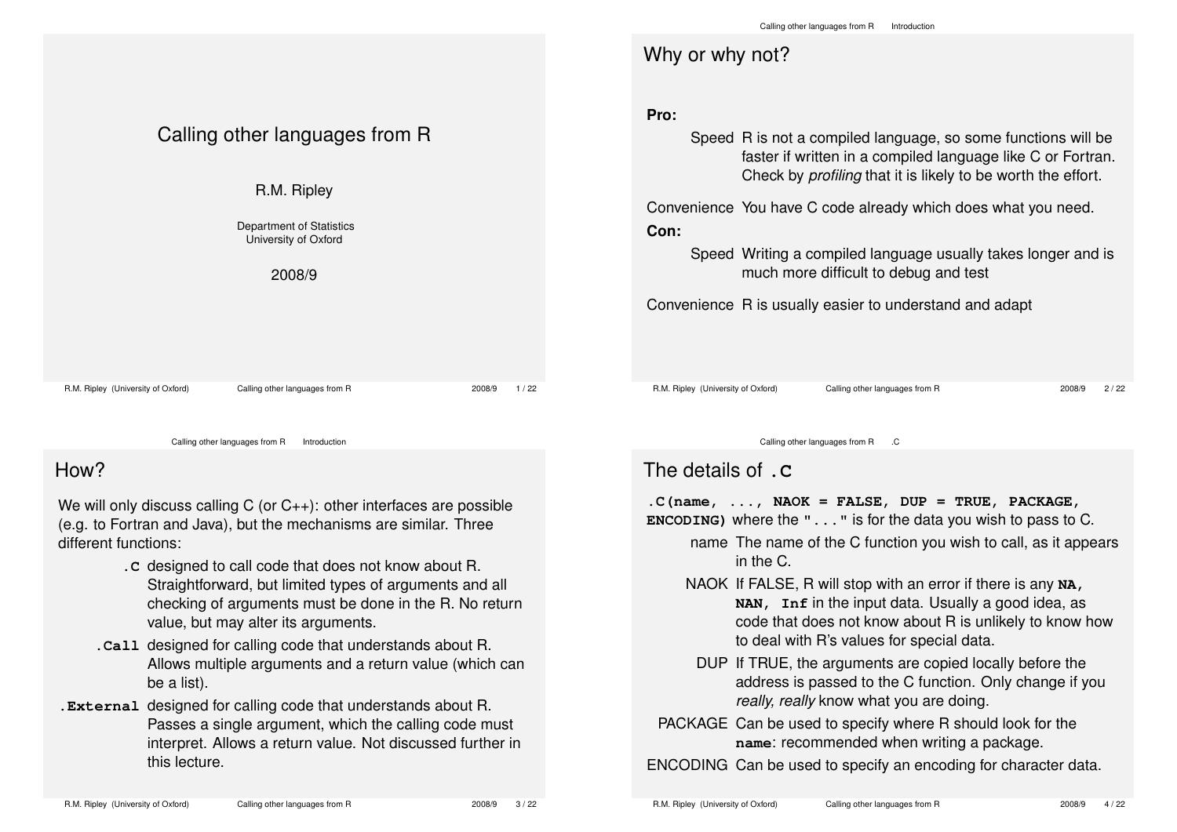# Calling other languages from R

R.M. Ripley

Department of Statistics
University of Oxford

2008/9

## Why or why not?

**Pro:**

- **Speed** R is not a compiled language, so some functions will be faster if written in a compiled language like C or Fortran. Check by *profiling* that it is likely to be worth the effort.
- **Convenience** You have C code already which does what you need.

**Con:**

- **Speed** Writing a compiled language usually takes longer and is much more difficult to debug and test
- **Convenience** R is usually easier to understand and adapt

## How?

We will only discuss calling C (or C++): other interfaces are possible (e.g. to Fortran and Java), but the mechanisms are similar. Three different functions:

- **`.C`** designed to call code that does not know about R. Straightforward, but limited types of arguments and all checking of arguments must be done in the R. No return value, but may alter its arguments.
- **`.Call`** designed for calling code that understands about R. Allows multiple arguments and a return value (which can be a list).
- **`.External`** designed for calling code that understands about R. Passes a single argument, which the calling code must interpret. Allows a return value. Not discussed further in this lecture.

## The details of `.C`

**`.C(name, ..., NAOK = FALSE, DUP = TRUE, PACKAGE, ENCODING)`** where the **`"..."`** is for the data you wish to pass to C.

- **name** The name of the C function you wish to call, as it appears in the C.
- **NAOK** If FALSE, R will stop with an error if there is any **`NA, NAN, Inf`** in the input data. Usually a good idea, as code that does not know about R is unlikely to know how to deal with R's values for special data.
- **DUP** If TRUE, the arguments are copied locally before the address is passed to the C function. Only change if you *really, really* know what you are doing.
- **PACKAGE** Can be used to specify where R should look for the **`name`**: recommended when writing a package.
- **ENCODING** Can be used to specify an encoding for character data.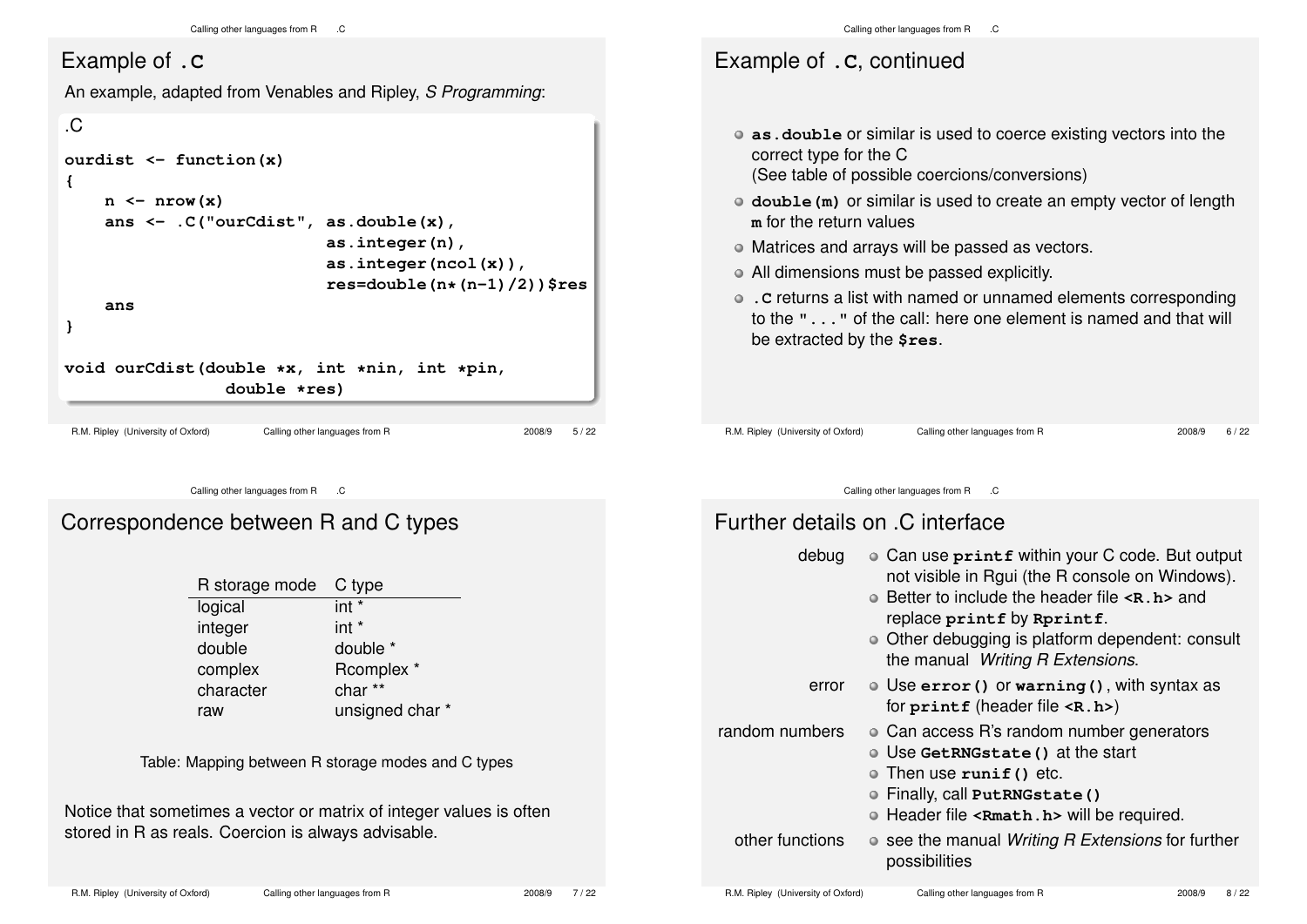## Example of .C

An example, adapted from Venables and Ripley, *S Programming*:

.C

```
ourdist <- function(x)
{
    n <- nrow(x)
    ans <- .C("ourCdist", as.double(x),
                          as.integer(n),
                          as.integer(ncol(x)),
                          res=double(n*(n-1)/2))$res
    ans
}

void ourCdist(double *x, int *nin, int *pin,
                double *res)
```

## Example of .C, continued

- **as.double** or similar is used to coerce existing vectors into the correct type for the C (See table of possible coercions/conversions)
- **double(m)** or similar is used to create an empty vector of length **m** for the return values
- Matrices and arrays will be passed as vectors.
- All dimensions must be passed explicitly.
- **.C** returns a list with named or unnamed elements corresponding to the "**...**" of the call: here one element is named and that will be extracted by the **$res**.

## Correspondence between R and C types

| R storage mode | C type |
|---|---|
| logical | int * |
| integer | int * |
| double | double * |
| complex | Rcomplex * |
| character | char ** |
| raw | unsigned char * |

Table: Mapping between R storage modes and C types

Notice that sometimes a vector or matrix of integer values is often stored in R as reals. Coercion is always advisable.

## Further details on .C interface

**debug**
- Can use **printf** within your C code. But output not visible in Rgui (the R console on Windows).
- Better to include the header file **<R.h>** and replace **printf** by **Rprintf**.
- Other debugging is platform dependent: consult the manual *Writing R Extensions*.

**error**
- Use **error()** or **warning()**, with syntax as for **printf** (header file **<R.h>**)

**random numbers**
- Can access R's random number generators
- Use **GetRNGstate()** at the start
- Then use **runif()** etc.
- Finally, call **PutRNGstate()**
- Header file **<Rmath.h>** will be required.

**other functions**
- see the manual *Writing R Extensions* for further possibilities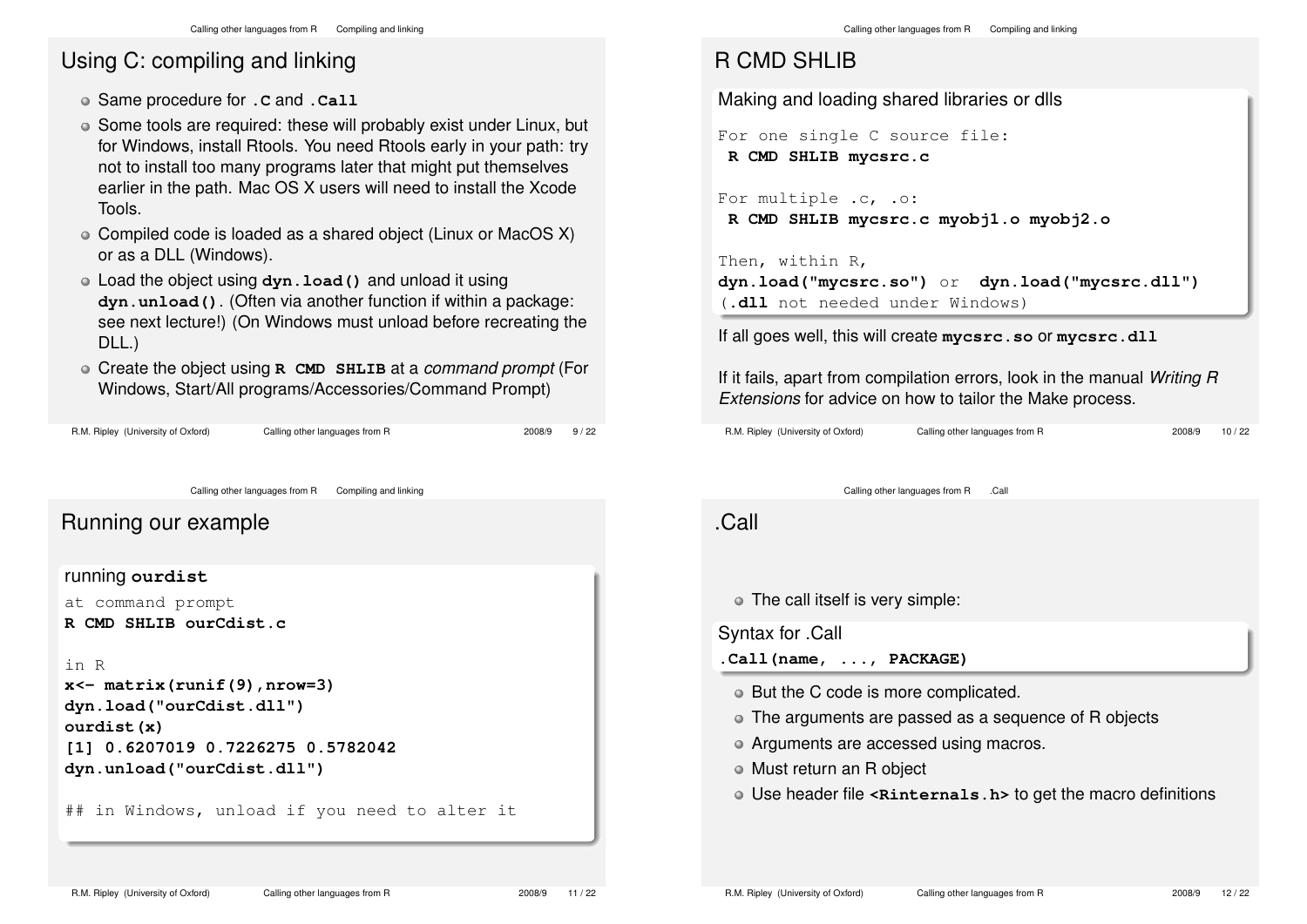## Using C: compiling and linking

- Same procedure for **.C** and **.Call**
- Some tools are required: these will probably exist under Linux, but for Windows, install Rtools. You need Rtools early in your path: try not to install too many programs later that might put themselves earlier in the path. Mac OS X users will need to install the Xcode Tools.
- Compiled code is loaded as a shared object (Linux or MacOS X) or as a DLL (Windows).
- Load the object using **dyn.load()** and unload it using **dyn.unload()**. (Often via another function if within a package: see next lecture!) (On Windows must unload before recreating the DLL.)
- Create the object using **R CMD SHLIB** at a *command prompt* (For Windows, Start/All programs/Accessories/Command Prompt)

## R CMD SHLIB

**Making and loading shared libraries or dlls**

```
For one single C source file:
 R CMD SHLIB mycsrc.c

For multiple .c, .o:
 R CMD SHLIB mycsrc.c myobj1.o myobj2.o

Then, within R,
dyn.load("mycsrc.so") or  dyn.load("mycsrc.dll")
(.dll not needed under Windows)
```

If all goes well, this will create **mycsrc.so** or **mycsrc.dll**

If it fails, apart from compilation errors, look in the manual *Writing R Extensions* for advice on how to tailor the Make process.

## Running our example

**running ourdist**

```
at command prompt
R CMD SHLIB ourCdist.c

in R
x<- matrix(runif(9),nrow=3)
dyn.load("ourCdist.dll")
ourdist(x)
[1] 0.6207019 0.7226275 0.5782042
dyn.unload("ourCdist.dll")

## in Windows, unload if you need to alter it
```

## .Call

- The call itself is very simple:

**Syntax for .Call**

```
.Call(name, ..., PACKAGE)
```

- But the C code is more complicated.
- The arguments are passed as a sequence of R objects
- Arguments are accessed using macros.
- Must return an R object
- Use header file **<Rinternals.h>** to get the macro definitions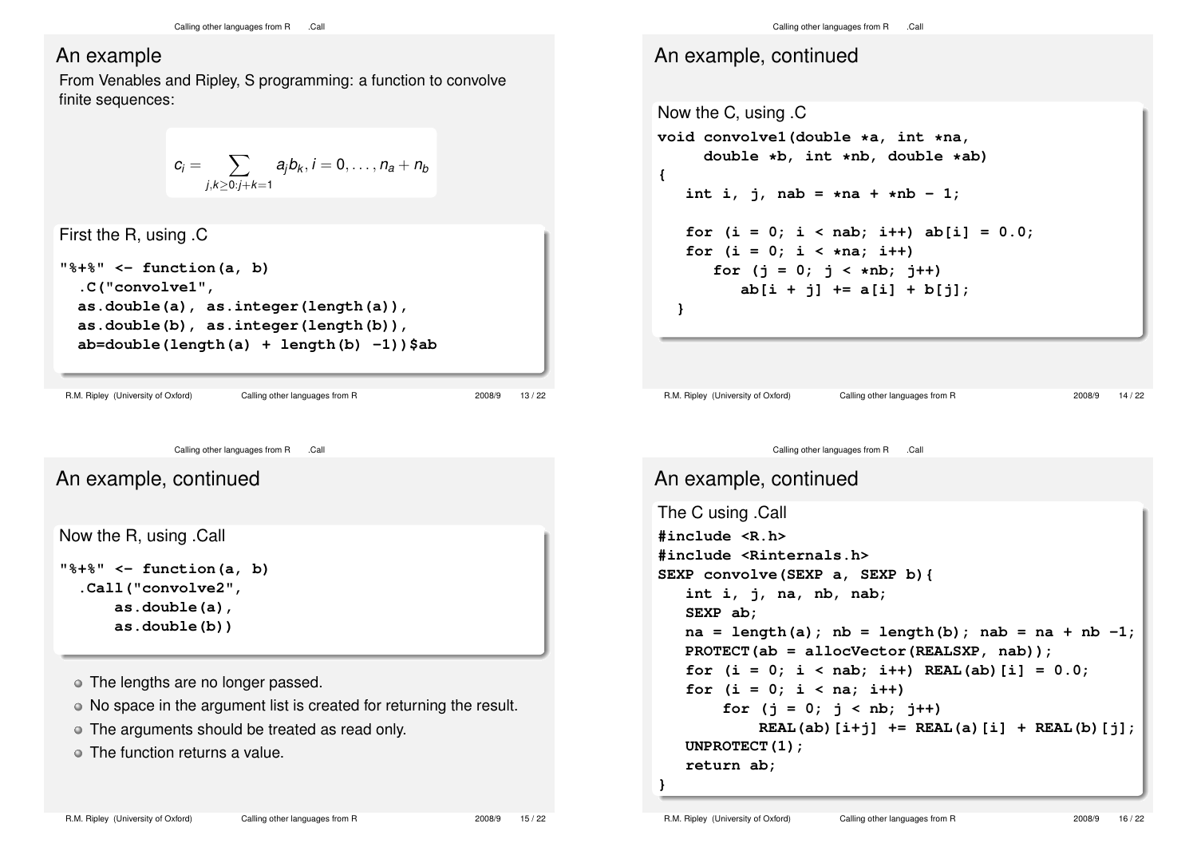## An example

From Venables and Ripley, S programming: a function to convolve finite sequences:

$$c_i = \sum_{j,k \geq 0: j+k=1} a_j b_k, i = 0, \ldots, n_a + n_b$$

First the R, using .C

```
"%+%" <- function(a, b)
  .C("convolve1",
  as.double(a), as.integer(length(a)),
  as.double(b), as.integer(length(b)),
  ab=double(length(a) + length(b) -1))$ab
```

## An example, continued

Now the C, using .C

```
void convolve1(double *a, int *na,
     double *b, int *nb, double *ab)
{
   int i, j, nab = *na + *nb - 1;

   for (i = 0; i < nab; i++) ab[i] = 0.0;
   for (i = 0; i < *na; i++)
      for (j = 0; j < *nb; j++)
         ab[i + j] += a[i] + b[j];
  }
```

## An example, continued

Now the R, using .Call

```
"%+%" <- function(a, b)
  .Call("convolve2",
      as.double(a),
      as.double(b))
```

- The lengths are no longer passed.
- No space in the argument list is created for returning the result.
- The arguments should be treated as read only.
- The function returns a value.

## An example, continued

The C using .Call

```
#include <R.h>
#include <Rinternals.h>
SEXP convolve(SEXP a, SEXP b){
   int i, j, na, nb, nab;
   SEXP ab;
   na = length(a); nb = length(b); nab = na + nb -1;
   PROTECT(ab = allocVector(REALSXP, nab));
   for (i = 0; i < nab; i++) REAL(ab)[i] = 0.0;
   for (i = 0; i < na; i++)
       for (j = 0; j < nb; j++)
           REAL(ab)[i+j] += REAL(a)[i] + REAL(b)[j];
   UNPROTECT(1);
   return ab;
}
```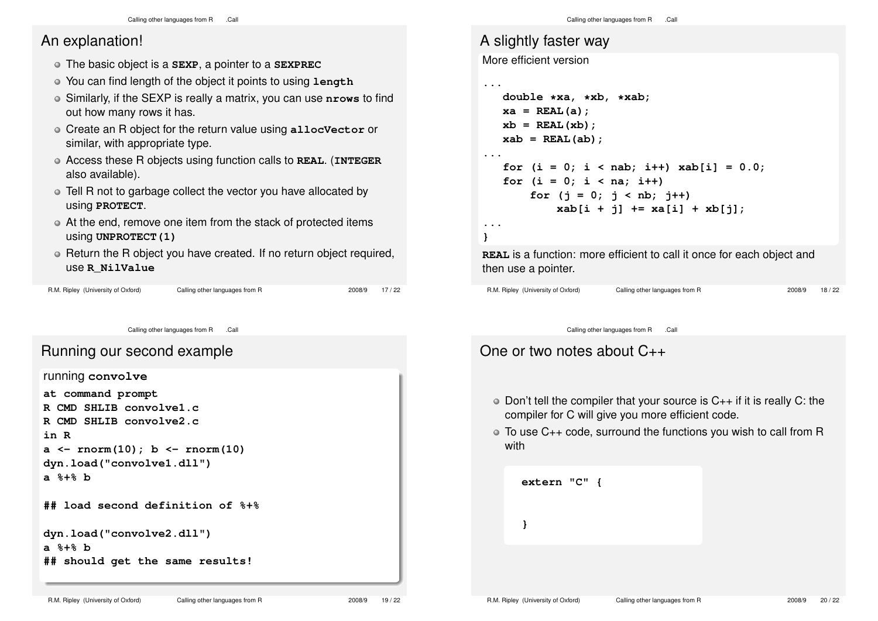## An explanation!

- The basic object is a **SEXP**, a pointer to a **SEXPREC**
- You can find length of the object it points to using **length**
- Similarly, if the SEXP is really a matrix, you can use **nrows** to find out how many rows it has.
- Create an R object for the return value using **allocVector** or similar, with appropriate type.
- Access these R objects using function calls to **REAL**. (**INTEGER** also available).
- Tell R not to garbage collect the vector you have allocated by using **PROTECT**.
- At the end, remove one item from the stack of protected items using **UNPROTECT(1)**
- Return the R object you have created. If no return object required, use **R_NilValue**

## A slightly faster way

More efficient version

```
...
   double *xa, *xb, *xab;
   xa = REAL(a);
   xb = REAL(xb);
   xab = REAL(ab);
...
   for (i = 0; i < nab; i++) xab[i] = 0.0;
   for (i = 0; i < na; i++)
       for (j = 0; j < nb; j++)
           xab[i + j] += xa[i] + xb[j];
...
}
```

**REAL** is a function: more efficient to call it once for each object and then use a pointer.

## Running our second example

running **convolve**

```
at command prompt
R CMD SHLIB convolve1.c
R CMD SHLIB convolve2.c
in R
a <- rnorm(10); b <- rnorm(10)
dyn.load("convolve1.dll")
a %+% b

## load second definition of %+%

dyn.load("convolve2.dll")
a %+% b
## should get the same results!
```

## One or two notes about C++

- Don't tell the compiler that your source is C++ if it is really C: the compiler for C will give you more efficient code.
- To use C++ code, surround the functions you wish to call from R with

```
extern "C" {


}
```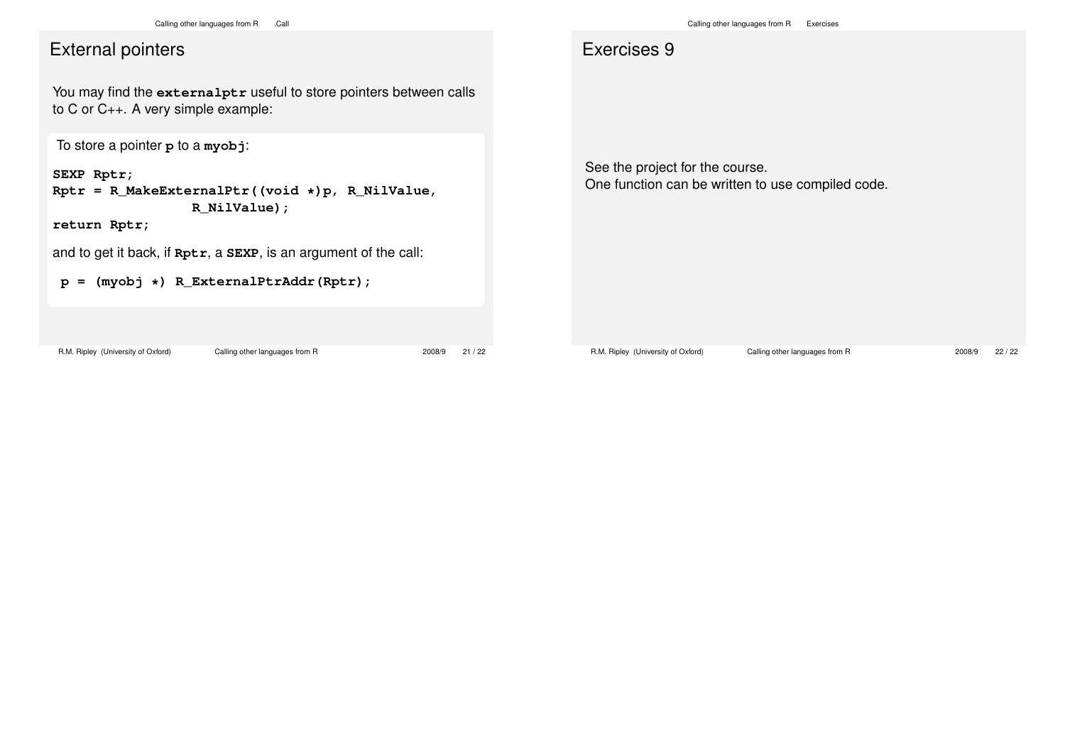## External pointers

You may find the **externalptr** useful to store pointers between calls to C or C++. A very simple example:

To store a pointer **p** to a **myobj**:

```
SEXP Rptr;
Rptr = R_MakeExternalPtr((void *)p, R_NilValue,
                R_NilValue);
return Rptr;
```

and to get it back, if **Rptr**, a **SEXP**, is an argument of the call:

```
p = (myobj *) R_ExternalPtrAddr(Rptr);
```

## Exercises 9

See the project for the course.
One function can be written to use compiled code.